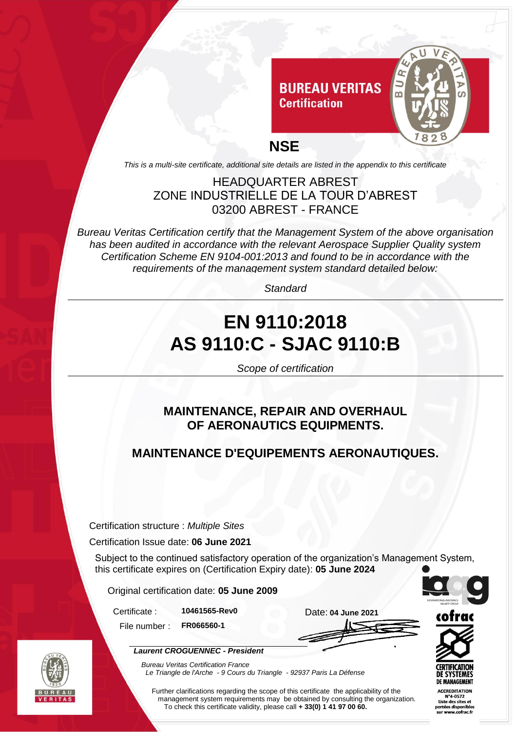BUREAU VERITAS
Certification

# NSE

*This is a multi-site certificate, additional site details are listed in the appendix to this certificate*

HEADQUARTER ABREST
ZONE INDUSTRIELLE DE LA TOUR D'ABREST
03200 ABREST - FRANCE

*Bureau Veritas Certification certify that the Management System of the above organisation has been audited in accordance with the relevant Aerospace Supplier Quality system Certification Scheme EN 9104-001:2013 and found to be in accordance with the requirements of the management system standard detailed below:*

*Standard*

# EN 9110:2018
# AS 9110:C - SJAC 9110:B

*Scope of certification*

**MAINTENANCE, REPAIR AND OVERHAUL OF AERONAUTICS EQUIPMENTS.**

**MAINTENANCE D'EQUIPEMENTS AERONAUTIQUES.**

Certification structure : *Multiple Sites*

Certification Issue date: **06 June 2021**

Subject to the continued satisfactory operation of the organization's Management System, this certificate expires on (Certification Expiry date): **05 June 2024**

Original certification date: **05 June 2009**

Certificate : **10461565-Rev0**

File number : **FR066560-1**

Date: **04 June 2021**

***Laurent CROGUENNEC - President***

*Bureau Veritas Certification France*
*Le Triangle de l'Arche - 9 Cours du Triangle - 92937 Paris La Défense*

Further clarifications regarding the scope of this certificate the applicability of the management system requirements may be obtained by consulting the organization.
To check this certificate validity, please call **+ 33(0) 1 41 97 00 60.**

cofrac
CERTIFICATION DE SYSTEMES DE MANAGEMENT
ACCREDITATION N°4-0572
Liste des sites et portées disponibles sur www.cofrac.fr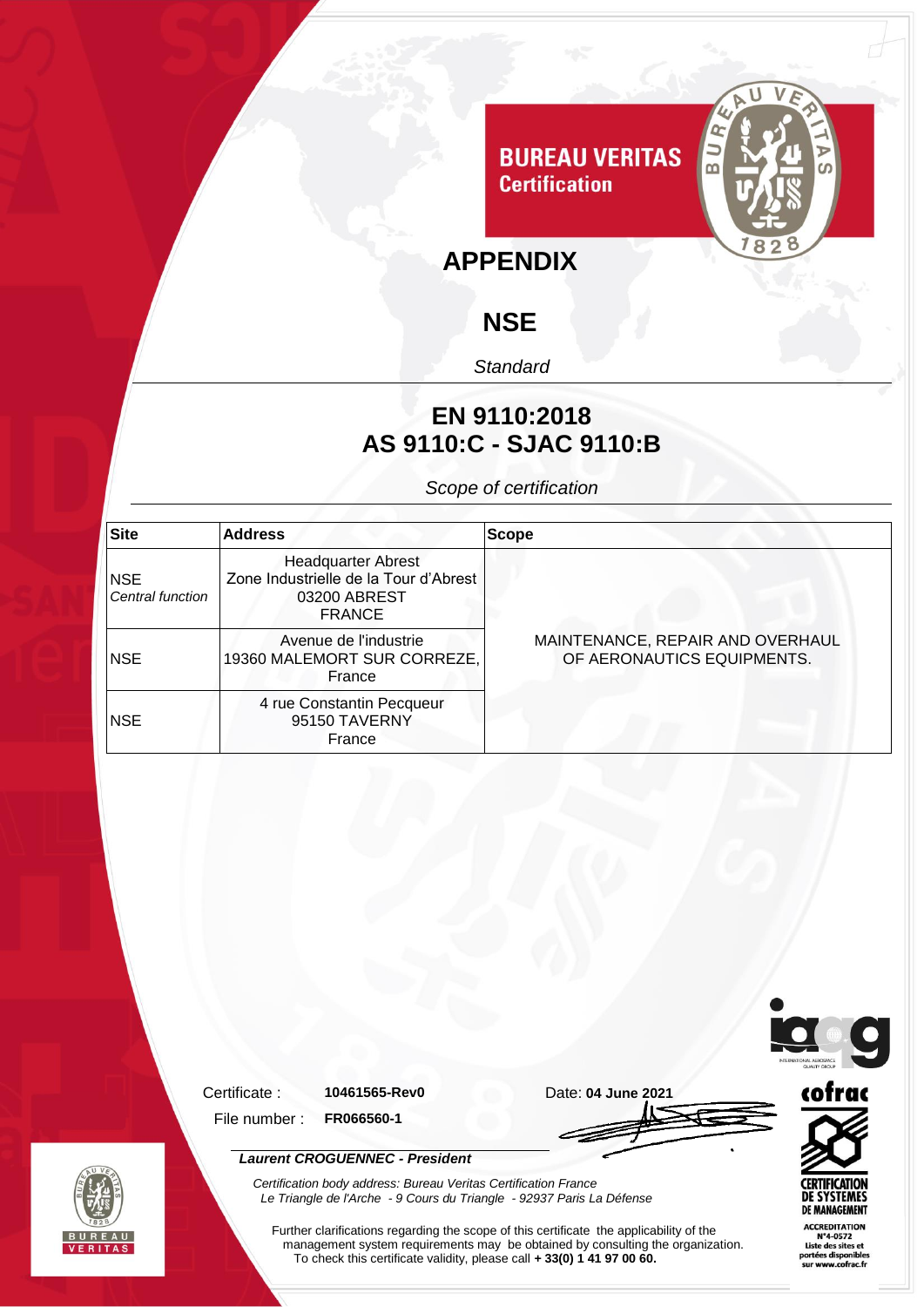BUREAU VERITAS Certification

# APPENDIX

## NSE

*Standard*

## EN 9110:2018
## AS 9110:C - SJAC 9110:B

*Scope of certification*

| Site | Address | Scope |
|---|---|---|
| NSE *Central function* | Headquarter Abrest Zone Industrielle de la Tour d'Abrest 03200 ABREST FRANCE | MAINTENANCE, REPAIR AND OVERHAUL OF AERONAUTICS EQUIPMENTS. |
| NSE | Avenue de l'industrie 19360 MALEMORT SUR CORREZE, France | |
| NSE | 4 rue Constantin Pecqueur 95150 TAVERNY France | |

Certificate : **10461565-Rev0**

File number : **FR066560-1**

Date: **04 June 2021**

***Laurent CROGUENNEC - President***

*Certification body address: Bureau Veritas Certification France*
*Le Triangle de l'Arche - 9 Cours du Triangle - 92937 Paris La Défense*

Further clarifications regarding the scope of this certificate the applicability of the management system requirements may be obtained by consulting the organization.
To check this certificate validity, please call **+ 33(0) 1 41 97 00 60.**

cofrac CERTIFICATION DE SYSTEMES DE MANAGEMENT
ACCREDITATION N°4-0572
Liste des sites et portées disponibles sur www.cofrac.fr